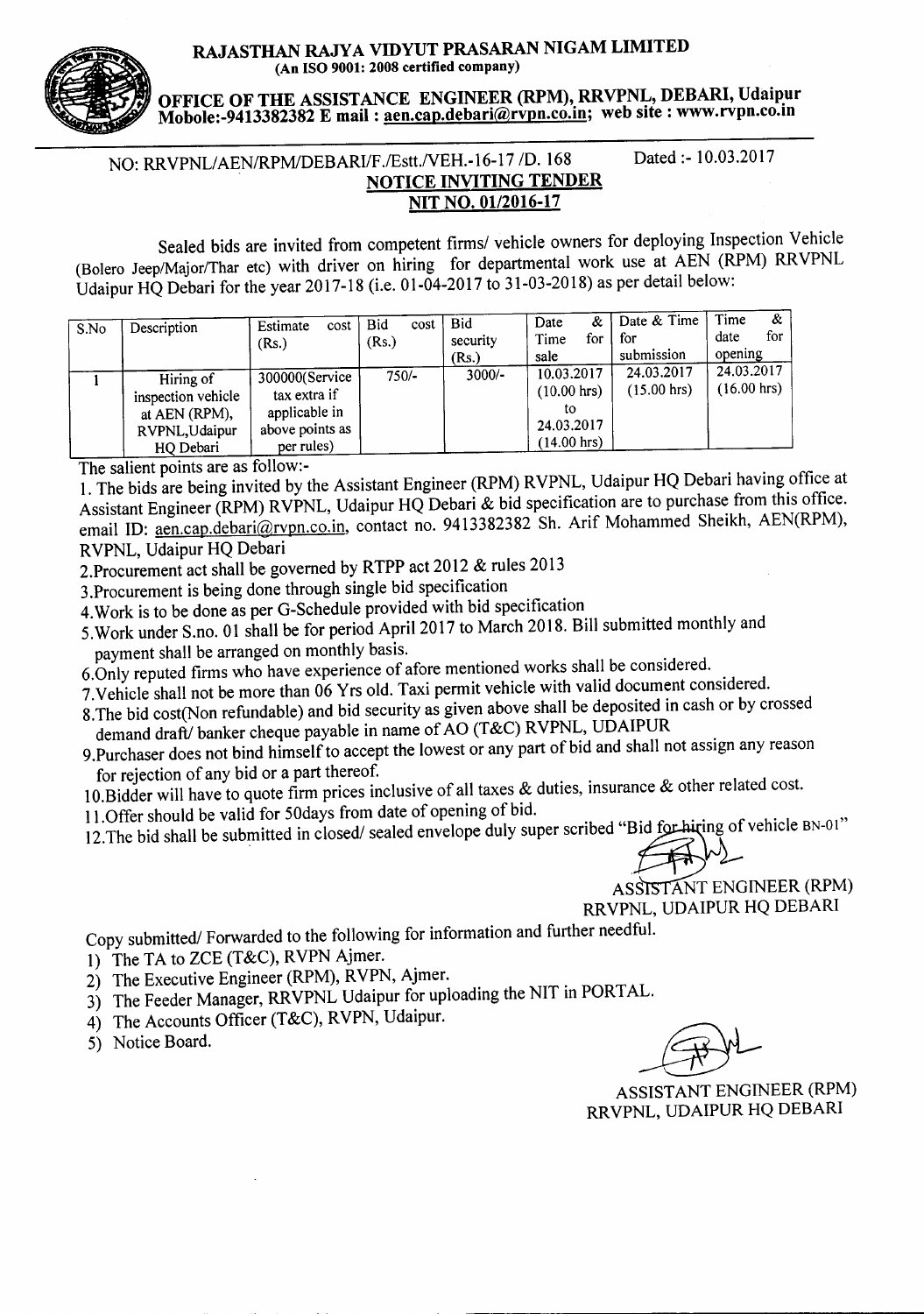# RAJASTHAN RAJYA VIDYUT PRASARAN NIGAM LIMITED

**(An ISO 9001: 2008 certified company)**

## OFFICE OF THE ASSISTANCE ENGINEER (RPM), RRVPNL, DEBARI, Udaipur

**Mobole:-9413382382 E mail : aen.cap.debari@rvpn.co.in; web site : www.rvpn.co.in**

NO: RRVPNL/AEN/RPM/DEBARI/F./Estt./VEH.-16-17 /D. 168 Dated :- 10.03.2017

### NOTICE INVITING TENDER

### NIT NO. 01/2016-17

Sealed bids are invited from competent firms/ vehicle owners for deploying Inspection Vehicle (Bolero Jeep/Major/Thar etc) with driver on hiring for departmental work use at AEN (RPM) RRVPNL Udaipur HQ Debari for the year 2017-18 (i.e. 01-04-2017 to 31-03-2018) as per detail below:

| S.No | Description | Estimate cost (Rs.) | Bid cost (Rs.) | Bid security (Rs.) | Date & Time for sale | Date & Time for submission | Time & date for opening |
|---|---|---|---|---|---|---|---|
| 1 | Hiring of inspection vehicle at AEN (RPM), RVPNL,Udaipur HQ Debari | 300000(Service tax extra if applicable in above points as per rules) | 750/- | 3000/- | 10.03.2017 (10.00 hrs) to 24.03.2017 (14.00 hrs) | 24.03.2017 (15.00 hrs) | 24.03.2017 (16.00 hrs) |

The salient points are as follow:-

1. The bids are being invited by the Assistant Engineer (RPM) RVPNL, Udaipur HQ Debari having office at Assistant Engineer (RPM) RVPNL, Udaipur HQ Debari & bid specification are to purchase from this office. email ID: aen.cap.debari@rvpn.co.in, contact no. 9413382382 Sh. Arif Mohammed Sheikh, AEN(RPM), RVPNL, Udaipur HQ Debari
2. Procurement act shall be governed by RTPP act 2012 & rules 2013
3. Procurement is being done through single bid specification
4. Work is to be done as per G-Schedule provided with bid specification
5. Work under S.no. 01 shall be for period April 2017 to March 2018. Bill submitted monthly and payment shall be arranged on monthly basis.
6. Only reputed firms who have experience of afore mentioned works shall be considered.
7. Vehicle shall not be more than 06 Yrs old. Taxi permit vehicle with valid document considered.
8. The bid cost(Non refundable) and bid security as given above shall be deposited in cash or by crossed demand draft/ banker cheque payable in name of AO (T&C) RVPNL, UDAIPUR
9. Purchaser does not bind himself to accept the lowest or any part of bid and shall not assign any reason for rejection of any bid or a part thereof.
10. Bidder will have to quote firm prices inclusive of all taxes & duties, insurance & other related cost.
11. Offer should be valid for 50days from date of opening of bid.
12. The bid shall be submitted in closed/ sealed envelope duly super scribed "Bid for hiring of vehicle BN-01"

ASSISTANT ENGINEER (RPM)
RRVPNL, UDAIPUR HQ DEBARI

Copy submitted/ Forwarded to the following for information and further needful.

1) The TA to ZCE (T&C), RVPN Ajmer.
2) The Executive Engineer (RPM), RVPN, Ajmer.
3) The Feeder Manager, RRVPNL Udaipur for uploading the NIT in PORTAL.
4) The Accounts Officer (T&C), RVPN, Udaipur.
5) Notice Board.

ASSISTANT ENGINEER (RPM)
RRVPNL, UDAIPUR HQ DEBARI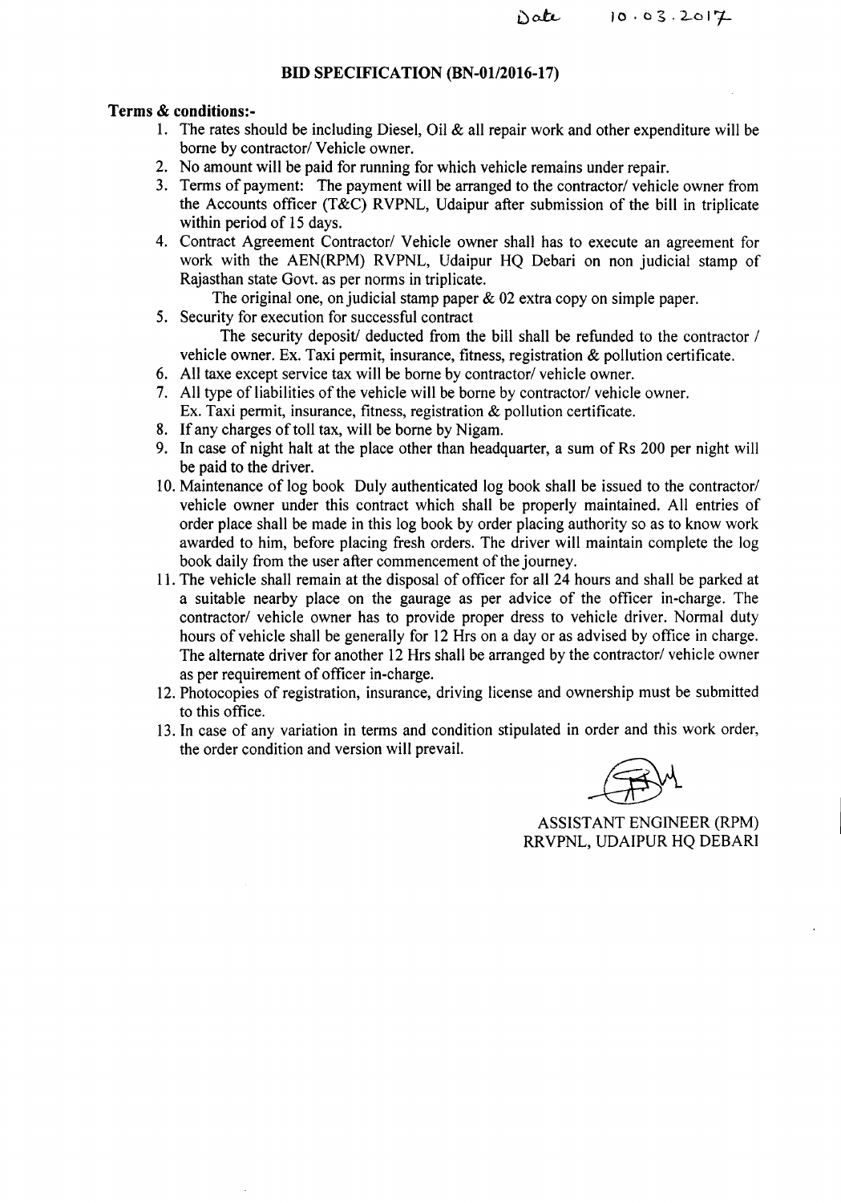Date 10.03.2017

## BID SPECIFICATION (BN-01/2016-17)

**Terms & conditions:-**

1. The rates should be including Diesel, Oil & all repair work and other expenditure will be borne by contractor/ Vehicle owner.
2. No amount will be paid for running for which vehicle remains under repair.
3. Terms of payment: The payment will be arranged to the contractor/ vehicle owner from the Accounts officer (T&C) RVPNL, Udaipur after submission of the bill in triplicate within period of 15 days.
4. Contract Agreement Contractor/ Vehicle owner shall has to execute an agreement for work with the AEN(RPM) RVPNL, Udaipur HQ Debari on non judicial stamp of Rajasthan state Govt. as per norms in triplicate.
   The original one, on judicial stamp paper & 02 extra copy on simple paper.
5. Security for execution for successful contract
   The security deposit/ deducted from the bill shall be refunded to the contractor / vehicle owner. Ex. Taxi permit, insurance, fitness, registration & pollution certificate.
6. All taxe except service tax will be borne by contractor/ vehicle owner.
7. All type of liabilities of the vehicle will be borne by contractor/ vehicle owner.
   Ex. Taxi permit, insurance, fitness, registration & pollution certificate.
8. If any charges of toll tax, will be borne by Nigam.
9. In case of night halt at the place other than headquarter, a sum of Rs 200 per night will be paid to the driver.
10. Maintenance of log book Duly authenticated log book shall be issued to the contractor/ vehicle owner under this contract which shall be properly maintained. All entries of order place shall be made in this log book by order placing authority so as to know work awarded to him, before placing fresh orders. The driver will maintain complete the log book daily from the user after commencement of the journey.
11. The vehicle shall remain at the disposal of officer for all 24 hours and shall be parked at a suitable nearby place on the gaurage as per advice of the officer in-charge. The contractor/ vehicle owner has to provide proper dress to vehicle driver. Normal duty hours of vehicle shall be generally for 12 Hrs on a day or as advised by office in charge. The alternate driver for another 12 Hrs shall be arranged by the contractor/ vehicle owner as per requirement of officer in-charge.
12. Photocopies of registration, insurance, driving license and ownership must be submitted to this office.
13. In case of any variation in terms and condition stipulated in order and this work order, the order condition and version will prevail.

ASSISTANT ENGINEER (RPM)
RRVPNL, UDAIPUR HQ DEBARI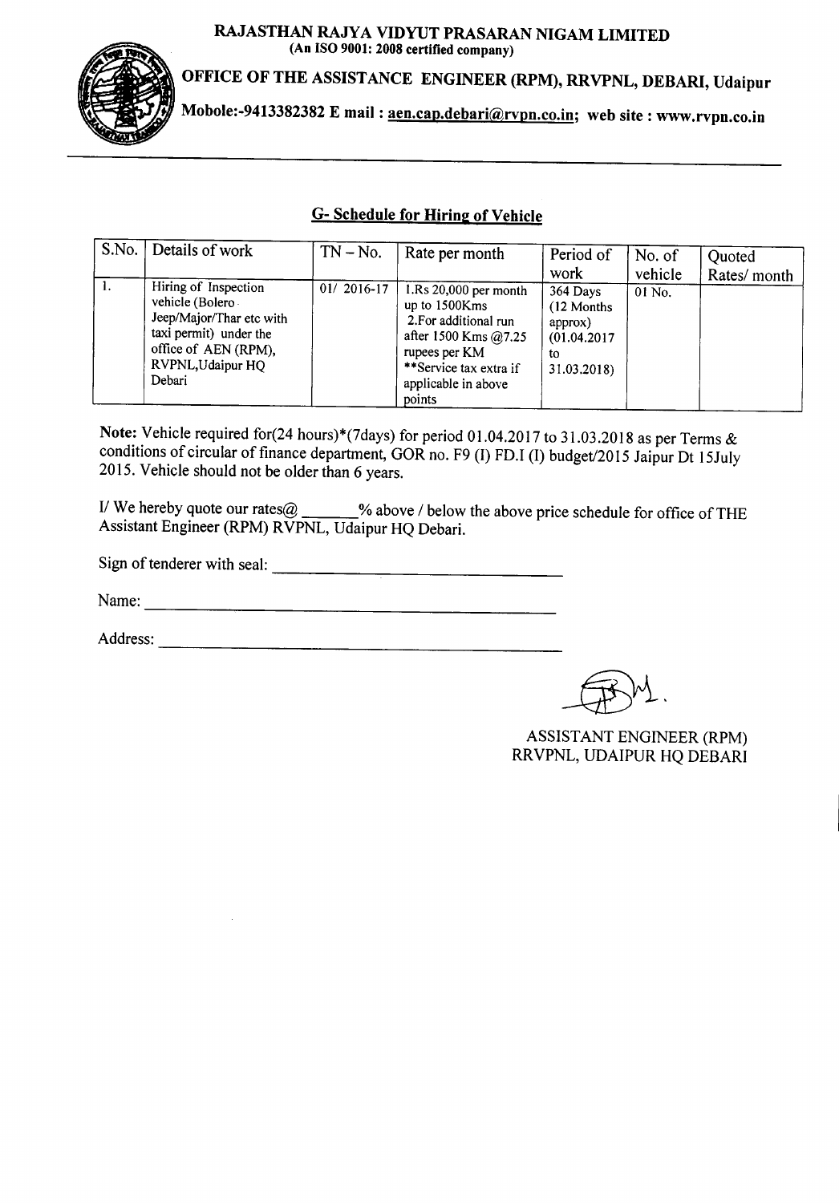# RAJASTHAN RAJYA VIDYUT PRASARAN NIGAM LIMITED

(An ISO 9001: 2008 certified company)

## OFFICE OF THE ASSISTANCE ENGINEER (RPM), RRVPNL, DEBARI, Udaipur

**Mobole:-9413382382 E mail : aen.cap.debari@rvpn.co.in; web site : www.rvpn.co.in**

---

## G- Schedule for Hiring of Vehicle

| S.No. | Details of work | TN – No. | Rate per month | Period of work | No. of vehicle | Quoted Rates/ month |
|---|---|---|---|---|---|---|
| 1. | Hiring of Inspection vehicle (Bolero Jeep/Major/Thar etc with taxi permit) under the office of AEN (RPM), RVPNL,Udaipur HQ Debari | 01/ 2016-17 | 1.Rs 20,000 per month up to 1500Kms 2.For additional run after 1500 Kms @7.25 rupees per KM **Service tax extra if applicable in above points | 364 Days (12 Months approx) (01.04.2017 to 31.03.2018) | 01 No. | |

**Note:** Vehicle required for(24 hours)*(7days) for period 01.04.2017 to 31.03.2018 as per Terms & conditions of circular of finance department, GOR no. F9 (I) FD.I (I) budget/2015 Jaipur Dt 15July 2015. Vehicle should not be older than 6 years.

I/ We hereby quote our rates@ _______% above / below the above price schedule for office of THE Assistant Engineer (RPM) RVPNL, Udaipur HQ Debari.

Sign of tenderer with seal: ______________________________

Name: ______________________________

Address: ______________________________

ASSISTANT ENGINEER (RPM)
RRVPNL, UDAIPUR HQ DEBARI